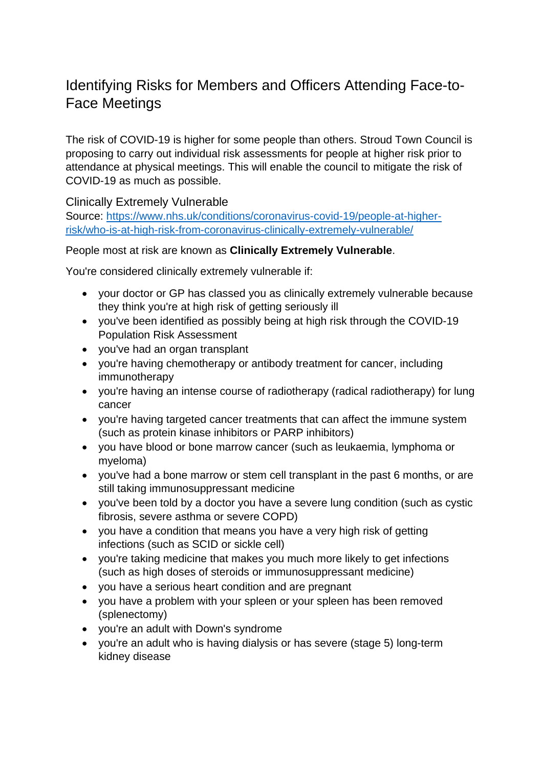# Identifying Risks for Members and Officers Attending Face-to-Face Meetings

The risk of COVID-19 is higher for some people than others. Stroud Town Council is proposing to carry out individual risk assessments for people at higher risk prior to attendance at physical meetings. This will enable the council to mitigate the risk of COVID-19 as much as possible.

## Clinically Extremely Vulnerable

Source: [https://www.nhs.uk/conditions/coronavirus-covid-19/people-at-higher-risk/who-is-at-high-risk-from-coronavirus-clinically-extremely-vulnerable/](https://www.nhs.uk/conditions/coronavirus-covid-19/people-at-higher-risk/who-is-at-high-risk-from-coronavirus-clinically-extremely-vulnerable/)

People most at risk are known as **Clinically Extremely Vulnerable**.

You're considered clinically extremely vulnerable if:

- your doctor or GP has classed you as clinically extremely vulnerable because they think you're at high risk of getting seriously ill
- you've been identified as possibly being at high risk through the COVID-19 Population Risk Assessment
- you've had an organ transplant
- you're having chemotherapy or antibody treatment for cancer, including immunotherapy
- you're having an intense course of radiotherapy (radical radiotherapy) for lung cancer
- you're having targeted cancer treatments that can affect the immune system (such as protein kinase inhibitors or PARP inhibitors)
- you have blood or bone marrow cancer (such as leukaemia, lymphoma or myeloma)
- you've had a bone marrow or stem cell transplant in the past 6 months, or are still taking immunosuppressant medicine
- you've been told by a doctor you have a severe lung condition (such as cystic fibrosis, severe asthma or severe COPD)
- you have a condition that means you have a very high risk of getting infections (such as SCID or sickle cell)
- you're taking medicine that makes you much more likely to get infections (such as high doses of steroids or immunosuppressant medicine)
- you have a serious heart condition and are pregnant
- you have a problem with your spleen or your spleen has been removed (splenectomy)
- you're an adult with Down's syndrome
- you're an adult who is having dialysis or has severe (stage 5) long-term kidney disease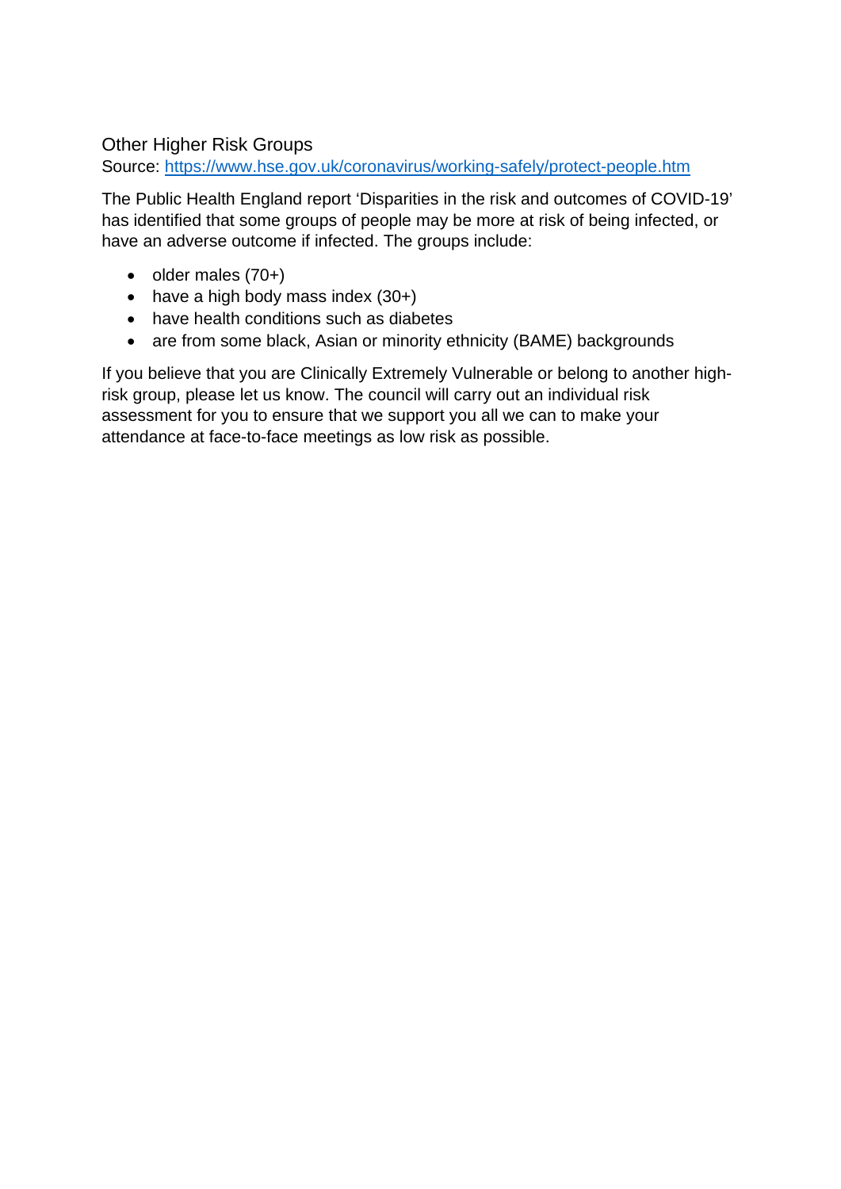## Other Higher Risk Groups

Source: [https://www.hse.gov.uk/coronavirus/working-safely/protect-people.htm](https://www.hse.gov.uk/coronavirus/working-safely/protect-people.htm)

The Public Health England report 'Disparities in the risk and outcomes of COVID-19' has identified that some groups of people may be more at risk of being infected, or have an adverse outcome if infected. The groups include:

- older males (70+)
- have a high body mass index (30+)
- have health conditions such as diabetes
- are from some black, Asian or minority ethnicity (BAME) backgrounds

If you believe that you are Clinically Extremely Vulnerable or belong to another high-risk group, please let us know. The council will carry out an individual risk assessment for you to ensure that we support you all we can to make your attendance at face-to-face meetings as low risk as possible.